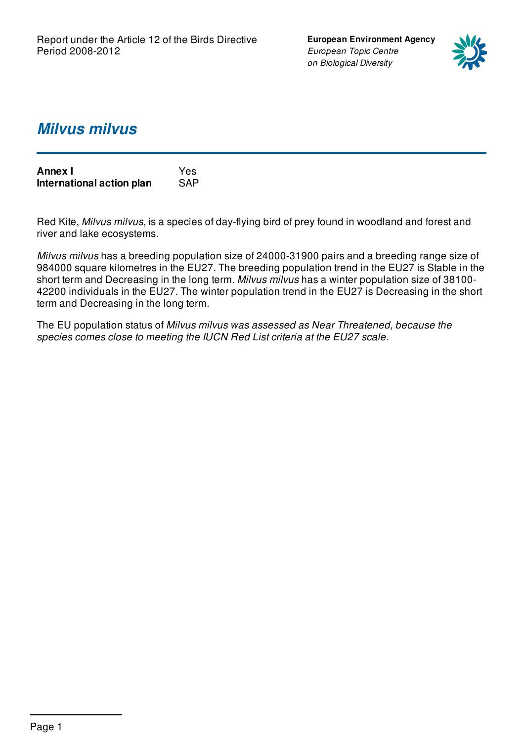Report under the Article 12 of the Birds Directive
Period 2008-2012

**European Environment Agency**
*European Topic Centre on Biological Diversity*

# *Milvus milvus*

| | |
|---|---|
| **Annex I** | Yes |
| **International action plan** | SAP |

Red Kite, *Milvus milvus*, is a species of day-flying bird of prey found in woodland and forest and river and lake ecosystems.

*Milvus milvus* has a breeding population size of 24000-31900 pairs and a breeding range size of 984000 square kilometres in the EU27. The breeding population trend in the EU27 is Stable in the short term and Decreasing in the long term. *Milvus milvus* has a winter population size of 38100-42200 individuals in the EU27. The winter population trend in the EU27 is Decreasing in the short term and Decreasing in the long term.

The EU population status of *Milvus milvus was assessed as Near Threatened, because the species comes close to meeting the IUCN Red List criteria at the EU27 scale.*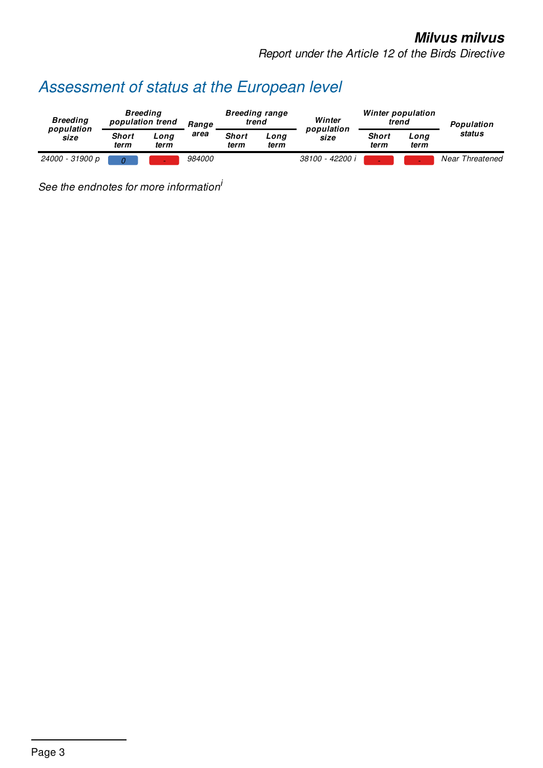## Assessment of status at the European level

| Breeding population size | Breeding population trend | | Range area | Breeding range trend | | Winter population size | Winter population trend | | Population status |
|---|---|---|---|---|---|---|---|---|---|
| | Short term | Long term | | Short term | Long term | | Short term | Long term | |
| 24000 - 31900 p | 0 | - | 984000 | | | 38100 - 42200 i | - | - | Near Threatened |

*See the endnotes for more information*[i]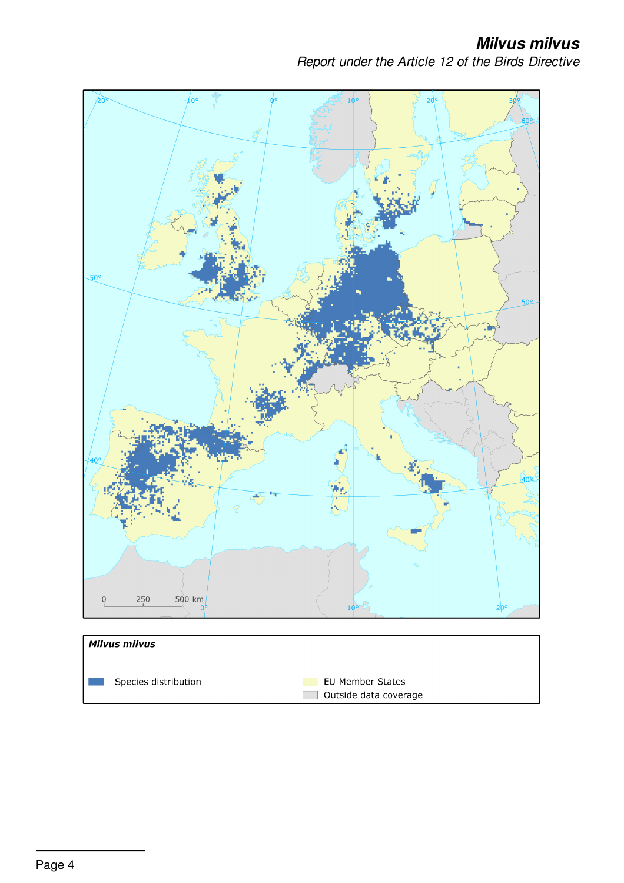# Milvus milvus

*Report under the Article 12 of the Birds Directive*

**Milvus milvus**

Species distribution

EU Member States

Outside data coverage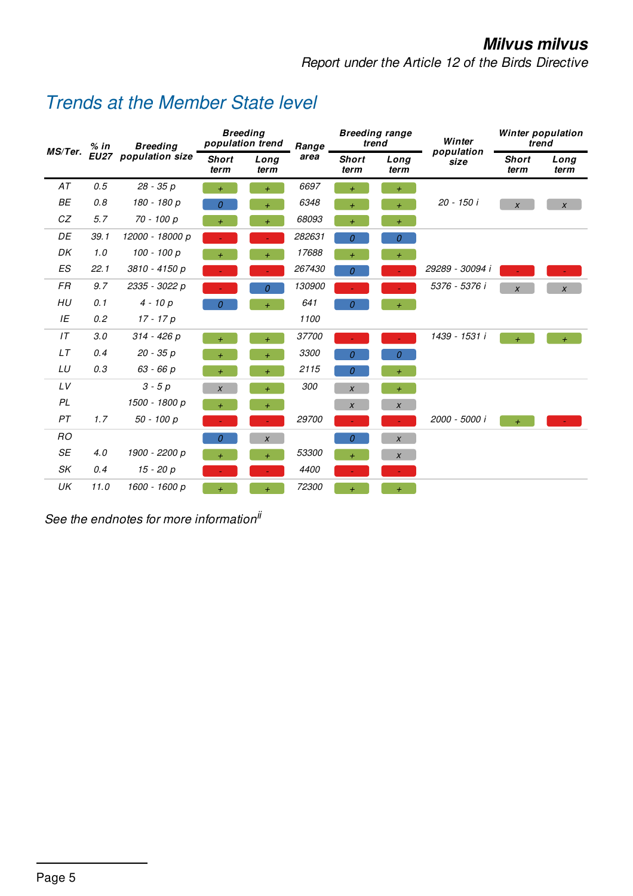## Trends at the Member State level

| MS/Ter. | % in EU27 | Breeding population size | Breeding population trend | | Range area | Breeding range trend | | Winter population size | Winter population trend | |
|---|---|---|---|---|---|---|---|---|---|---|
| | | | Short term | Long term | | Short term | Long term | | Short term | Long term |
| AT | 0.5 | 28 - 35 p | + | + | 6697 | + | + | | | |
| BE | 0.8 | 180 - 180 p | 0 | + | 6348 | + | + | 20 - 150 i | x | x |
| CZ | 5.7 | 70 - 100 p | + | + | 68093 | + | + | | | |
| DE | 39.1 | 12000 - 18000 p | - | - | 282631 | 0 | 0 | | | |
| DK | 1.0 | 100 - 100 p | + | + | 17688 | + | + | | | |
| ES | 22.1 | 3810 - 4150 p | - | - | 267430 | 0 | - | 29289 - 30094 i | - | - |
| FR | 9.7 | 2335 - 3022 p | - | 0 | 130900 | - | - | 5376 - 5376 i | x | x |
| HU | 0.1 | 4 - 10 p | 0 | + | 641 | 0 | + | | | |
| IE | 0.2 | 17 - 17 p | | | 1100 | | | | | |
| IT | 3.0 | 314 - 426 p | + | + | 37700 | - | - | 1439 - 1531 i | + | + |
| LT | 0.4 | 20 - 35 p | + | + | 3300 | 0 | 0 | | | |
| LU | 0.3 | 63 - 66 p | + | + | 2115 | 0 | + | | | |
| LV | | 3 - 5 p | x | + | 300 | x | + | | | |
| PL | | 1500 - 1800 p | + | + | | x | x | | | |
| PT | 1.7 | 50 - 100 p | - | - | 29700 | - | - | 2000 - 5000 i | + | - |
| RO | | | 0 | x | | 0 | x | | | |
| SE | 4.0 | 1900 - 2200 p | + | + | 53300 | + | x | | | |
| SK | 0.4 | 15 - 20 p | - | - | 4400 | - | - | | | |
| UK | 11.0 | 1600 - 1600 p | + | + | 72300 | + | + | | | |

*See the endnotes for more information*[ii]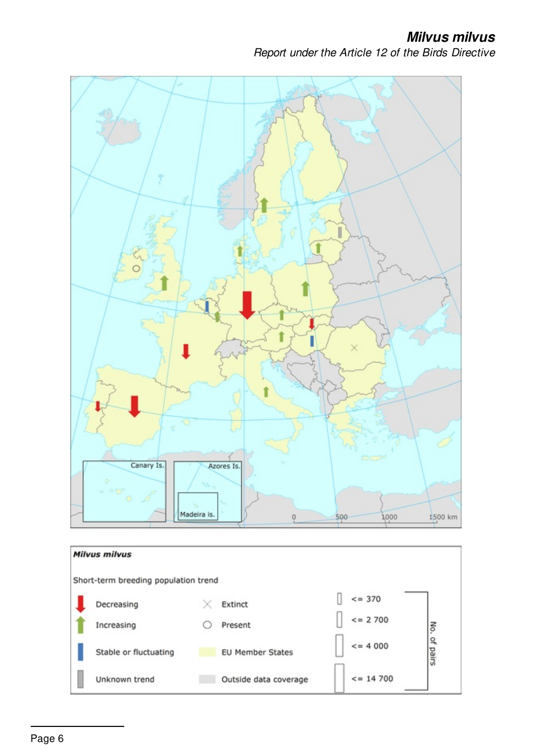Canary Is.

Azores Is.

Madeira Is.

0 500 1000 1500 km

***Milvus milvus***

Short-term breeding population trend

| | | | |
|---|---|---|---|
| Decreasing | Extinct | <= 370 | No. of pairs |
| Increasing | Present | <= 2 700 | |
| Stable or fluctuating | EU Member States | <= 4 000 | |
| Unknown trend | Outside data coverage | <= 14 700 | |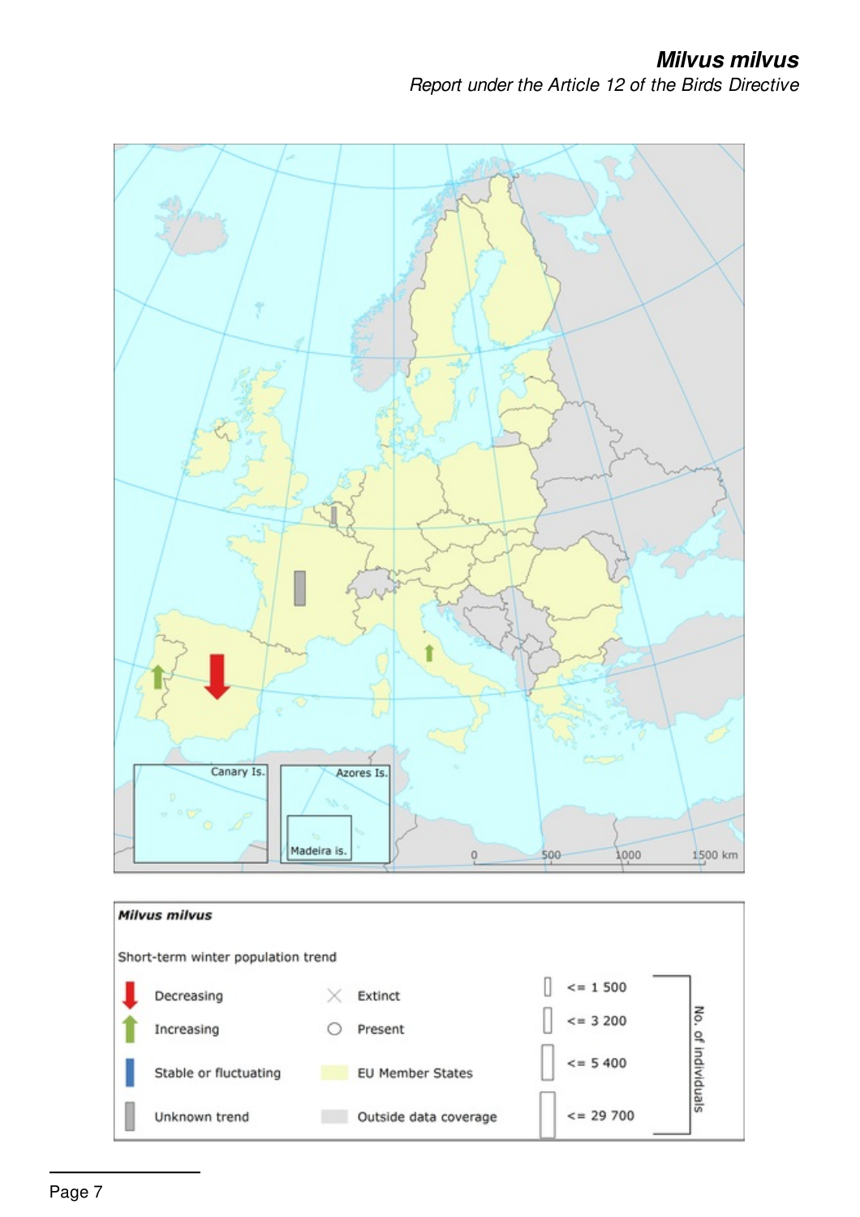**Milvus milvus**

Short-term winter population trend

| | | | | | |
|---|---|---|---|---|---|
| Decreasing | | Extinct | | <= 1 500 | No. of individuals |
| Increasing | | Present | | <= 3 200 | |
| Stable or fluctuating | | EU Member States | | <= 5 400 | |
| Unknown trend | | Outside data coverage | | <= 29 700 | |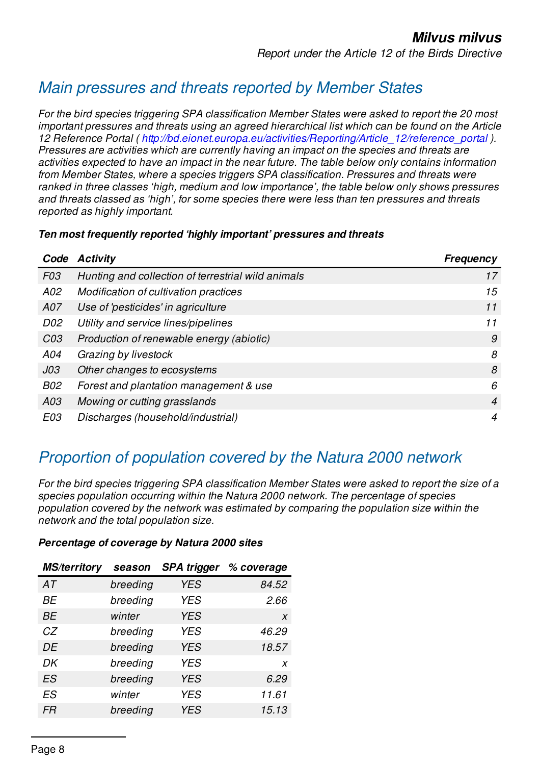## Main pressures and threats reported by Member States

*For the bird species triggering SPA classification Member States were asked to report the 20 most important pressures and threats using an agreed hierarchical list which can be found on the Article 12 Reference Portal ( http://bd.eionet.europa.eu/activities/Reporting/Article_12/reference_portal ). Pressures are activities which are currently having an impact on the species and threats are activities expected to have an impact in the near future. The table below only contains information from Member States, where a species triggers SPA classification. Pressures and threats were ranked in three classes 'high, medium and low importance', the table below only shows pressures and threats classed as 'high', for some species there were less than ten pressures and threats reported as highly important.*

**Ten most frequently reported 'highly important' pressures and threats**

| Code | Activity | Frequency |
|---|---|---|
| F03 | Hunting and collection of terrestrial wild animals | 17 |
| A02 | Modification of cultivation practices | 15 |
| A07 | Use of 'pesticides' in agriculture | 11 |
| D02 | Utility and service lines/pipelines | 11 |
| C03 | Production of renewable energy (abiotic) | 9 |
| A04 | Grazing by livestock | 8 |
| J03 | Other changes to ecosystems | 8 |
| B02 | Forest and plantation management & use | 6 |
| A03 | Mowing or cutting grasslands | 4 |
| E03 | Discharges (household/industrial) | 4 |

## Proportion of population covered by the Natura 2000 network

*For the bird species triggering SPA classification Member States were asked to report the size of a species population occurring within the Natura 2000 network. The percentage of species population covered by the network was estimated by comparing the population size within the network and the total population size.*

**Percentage of coverage by Natura 2000 sites**

| MS/territory | season | SPA trigger | % coverage |
|---|---|---|---|
| AT | breeding | YES | 84.52 |
| BE | breeding | YES | 2.66 |
| BE | winter | YES | x |
| CZ | breeding | YES | 46.29 |
| DE | breeding | YES | 18.57 |
| DK | breeding | YES | x |
| ES | breeding | YES | 6.29 |
| ES | winter | YES | 11.61 |
| FR | breeding | YES | 15.13 |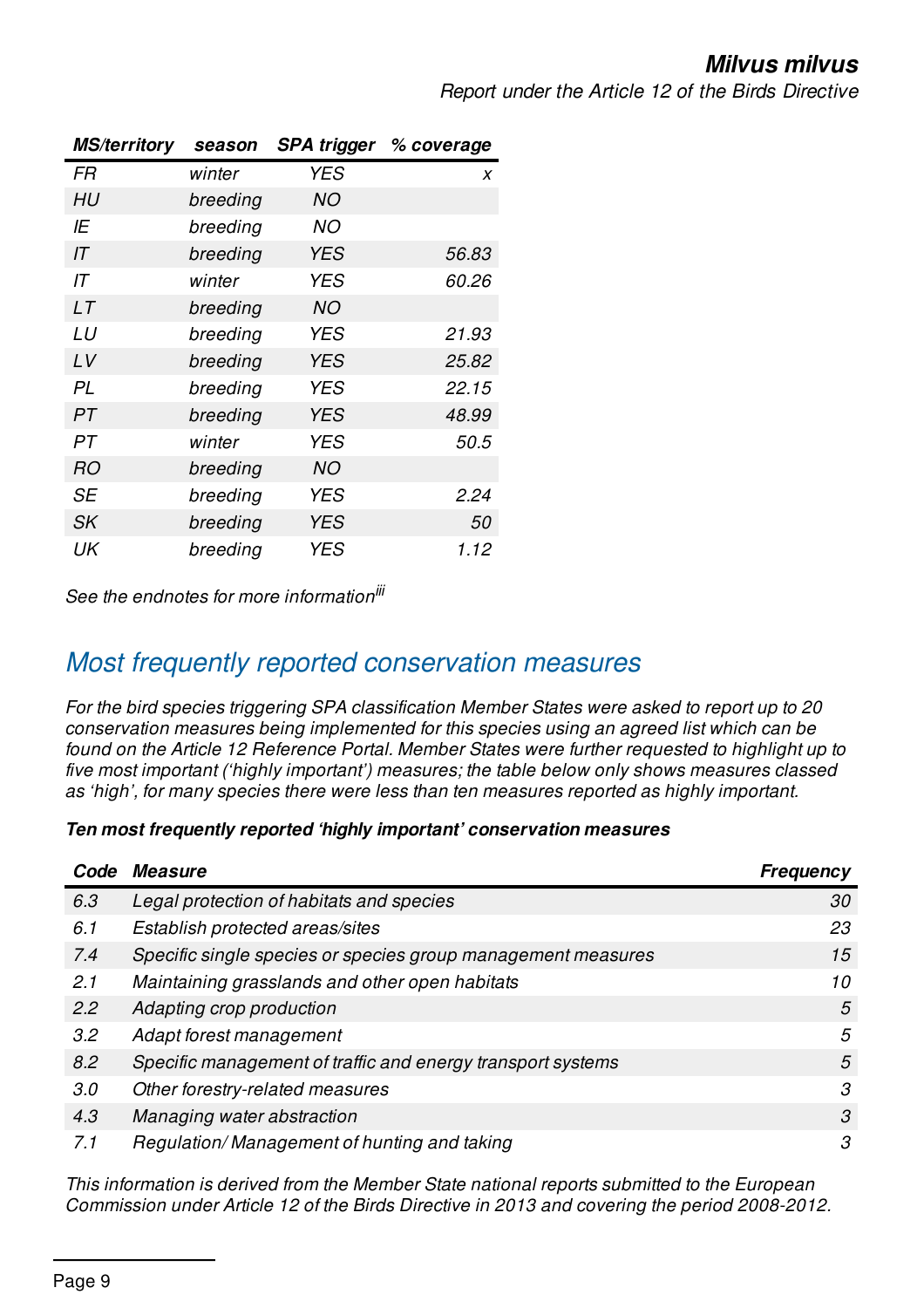| MS/territory | season | SPA trigger | % coverage |
|---|---|---|---|
| FR | winter | YES | x |
| HU | breeding | NO | |
| IE | breeding | NO | |
| IT | breeding | YES | 56.83 |
| IT | winter | YES | 60.26 |
| LT | breeding | NO | |
| LU | breeding | YES | 21.93 |
| LV | breeding | YES | 25.82 |
| PL | breeding | YES | 22.15 |
| PT | breeding | YES | 48.99 |
| PT | winter | YES | 50.5 |
| RO | breeding | NO | |
| SE | breeding | YES | 2.24 |
| SK | breeding | YES | 50 |
| UK | breeding | YES | 1.12 |

*See the endnotes for more information[iii]*

## Most frequently reported conservation measures

*For the bird species triggering SPA classification Member States were asked to report up to 20 conservation measures being implemented for this species using an agreed list which can be found on the Article 12 Reference Portal. Member States were further requested to highlight up to five most important ('highly important') measures; the table below only shows measures classed as 'high', for many species there were less than ten measures reported as highly important.*

***Ten most frequently reported 'highly important' conservation measures***

| Code | Measure | Frequency |
|---|---|---|
| 6.3 | Legal protection of habitats and species | 30 |
| 6.1 | Establish protected areas/sites | 23 |
| 7.4 | Specific single species or species group management measures | 15 |
| 2.1 | Maintaining grasslands and other open habitats | 10 |
| 2.2 | Adapting crop production | 5 |
| 3.2 | Adapt forest management | 5 |
| 8.2 | Specific management of traffic and energy transport systems | 5 |
| 3.0 | Other forestry-related measures | 3 |
| 4.3 | Managing water abstraction | 3 |
| 7.1 | Regulation/ Management of hunting and taking | 3 |

*This information is derived from the Member State national reports submitted to the European Commission under Article 12 of the Birds Directive in 2013 and covering the period 2008-2012.*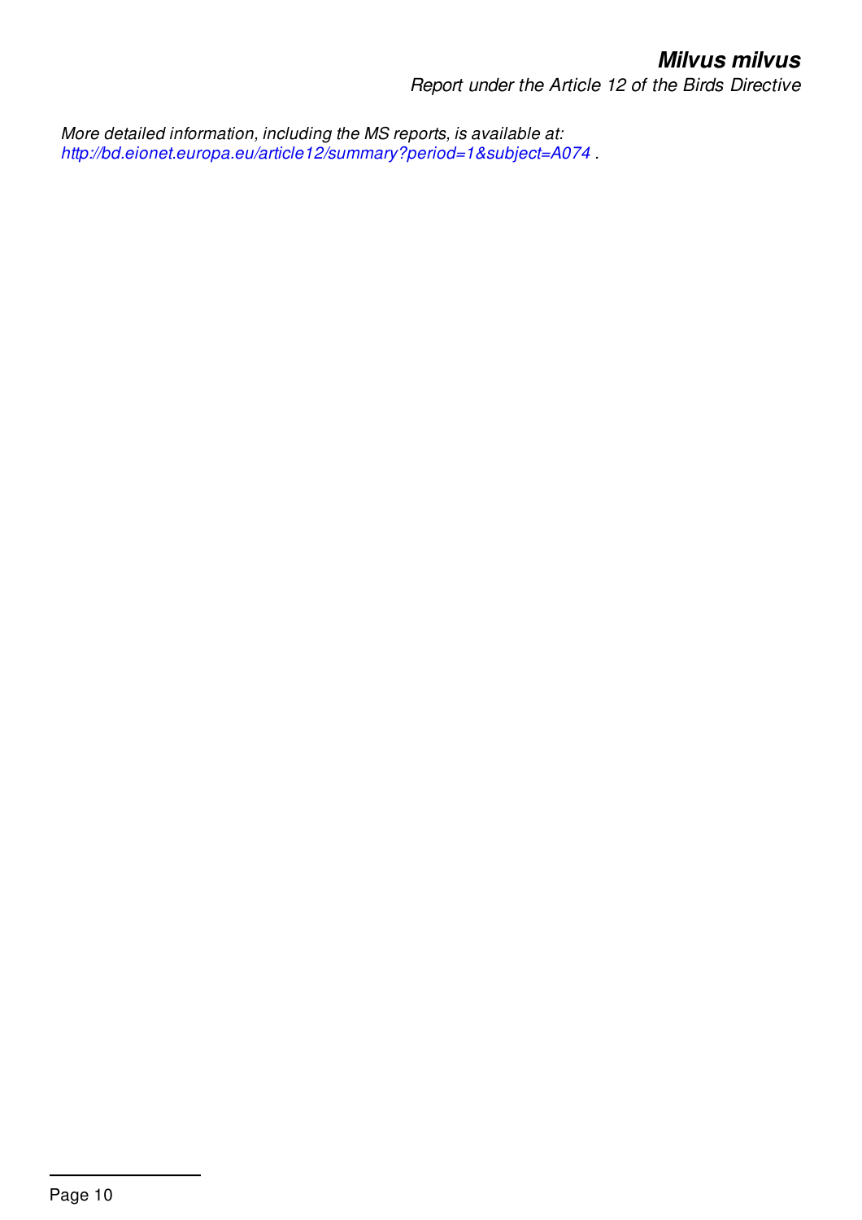*More detailed information, including the MS reports, is available at:*
*http://bd.eionet.europa.eu/article12/summary?period=1&subject=A074* .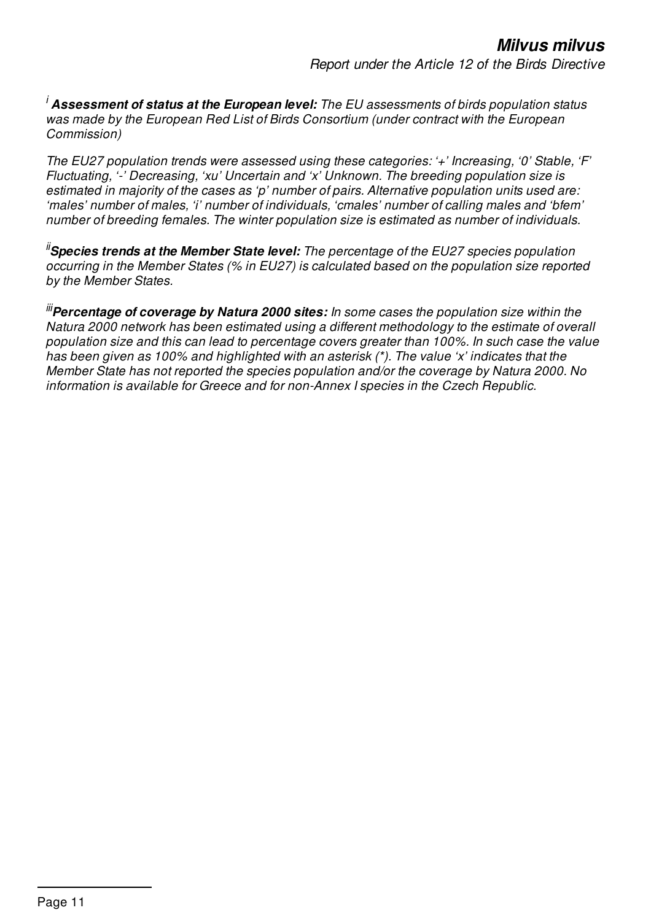[i] ***Assessment of status at the European level:*** *The EU assessments of birds population status was made by the European Red List of Birds Consortium (under contract with the European Commission)*

*The EU27 population trends were assessed using these categories: '+' Increasing, '0' Stable, 'F' Fluctuating, '-' Decreasing, 'xu' Uncertain and 'x' Unknown. The breeding population size is estimated in majority of the cases as 'p' number of pairs. Alternative population units used are: 'males' number of males, 'i' number of individuals, 'cmales' number of calling males and 'bfem' number of breeding females. The winter population size is estimated as number of individuals.*

[ii] ***Species trends at the Member State level:*** *The percentage of the EU27 species population occurring in the Member States (% in EU27) is calculated based on the population size reported by the Member States.*

[iii] ***Percentage of coverage by Natura 2000 sites:*** *In some cases the population size within the Natura 2000 network has been estimated using a different methodology to the estimate of overall population size and this can lead to percentage covers greater than 100%. In such case the value has been given as 100% and highlighted with an asterisk (*). The value 'x' indicates that the Member State has not reported the species population and/or the coverage by Natura 2000. No information is available for Greece and for non-Annex I species in the Czech Republic.*